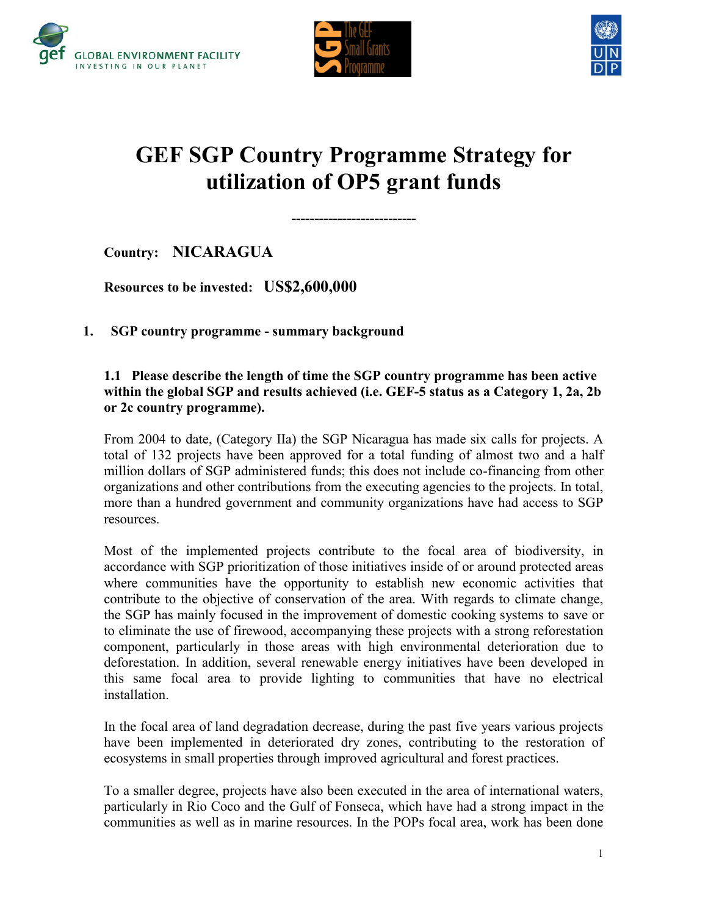# GEF SGP Country Programme Strategy for utilization of OP5 grant funds

---------------------------

**Country:** **NICARAGUA**

**Resources to be invested:** **US$2,600,000**

## 1. SGP country programme - summary background

### 1.1 Please describe the length of time the SGP country programme has been active within the global SGP and results achieved (i.e. GEF-5 status as a Category 1, 2a, 2b or 2c country programme).

From 2004 to date, (Category IIa) the SGP Nicaragua has made six calls for projects. A total of 132 projects have been approved for a total funding of almost two and a half million dollars of SGP administered funds; this does not include co-financing from other organizations and other contributions from the executing agencies to the projects. In total, more than a hundred government and community organizations have had access to SGP resources.

Most of the implemented projects contribute to the focal area of biodiversity, in accordance with SGP prioritization of those initiatives inside of or around protected areas where communities have the opportunity to establish new economic activities that contribute to the objective of conservation of the area. With regards to climate change, the SGP has mainly focused in the improvement of domestic cooking systems to save or to eliminate the use of firewood, accompanying these projects with a strong reforestation component, particularly in those areas with high environmental deterioration due to deforestation. In addition, several renewable energy initiatives have been developed in this same focal area to provide lighting to communities that have no electrical installation.

In the focal area of land degradation decrease, during the past five years various projects have been implemented in deteriorated dry zones, contributing to the restoration of ecosystems in small properties through improved agricultural and forest practices.

To a smaller degree, projects have also been executed in the area of international waters, particularly in Rio Coco and the Gulf of Fonseca, which have had a strong impact in the communities as well as in marine resources. In the POPs focal area, work has been done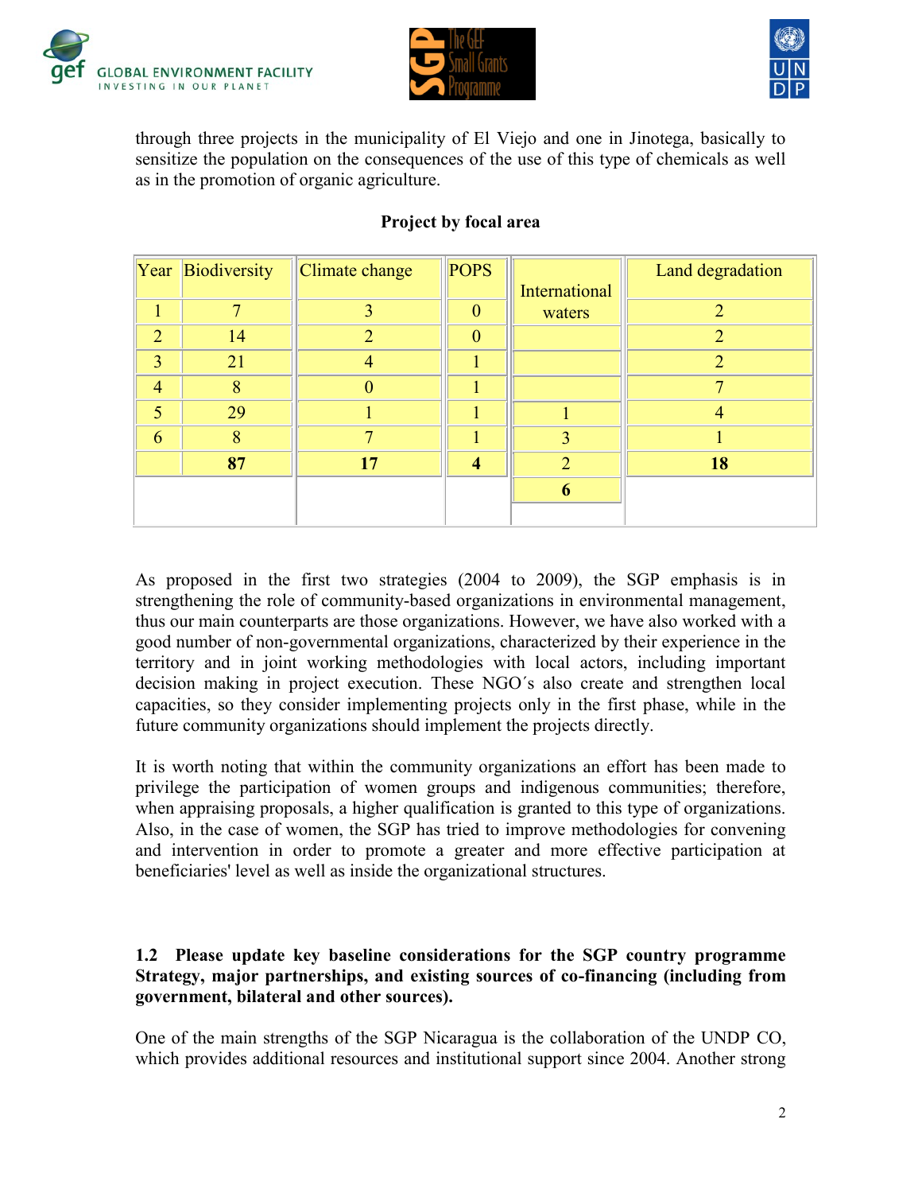through three projects in the municipality of El Viejo and one in Jinotega, basically to sensitize the population on the consequences of the use of this type of chemicals as well as in the promotion of organic agriculture.

**Project by focal area**

| Year | Biodiversity | Climate change | POPS | International waters | Land degradation |
|---|---|---|---|---|---|
| 1 | 7 | 3 | 0 | | 2 |
| 2 | 14 | 2 | 0 | | 2 |
| 3 | 21 | 4 | 1 | | 2 |
| 4 | 8 | 0 | 1 | | 7 |
| 5 | 29 | 1 | 1 | 1 | 4 |
| 6 | 8 | 7 | 1 | 3 | 1 |
| | **87** | **17** | **4** | 2 | **18** |
| | | | | **6** | |

As proposed in the first two strategies (2004 to 2009), the SGP emphasis is in strengthening the role of community-based organizations in environmental management, thus our main counterparts are those organizations. However, we have also worked with a good number of non-governmental organizations, characterized by their experience in the territory and in joint working methodologies with local actors, including important decision making in project execution. These NGO´s also create and strengthen local capacities, so they consider implementing projects only in the first phase, while in the future community organizations should implement the projects directly.

It is worth noting that within the community organizations an effort has been made to privilege the participation of women groups and indigenous communities; therefore, when appraising proposals, a higher qualification is granted to this type of organizations. Also, in the case of women, the SGP has tried to improve methodologies for convening and intervention in order to promote a greater and more effective participation at beneficiaries' level as well as inside the organizational structures.

**1.2 Please update key baseline considerations for the SGP country programme Strategy, major partnerships, and existing sources of co-financing (including from government, bilateral and other sources).**

One of the main strengths of the SGP Nicaragua is the collaboration of the UNDP CO, which provides additional resources and institutional support since 2004. Another strong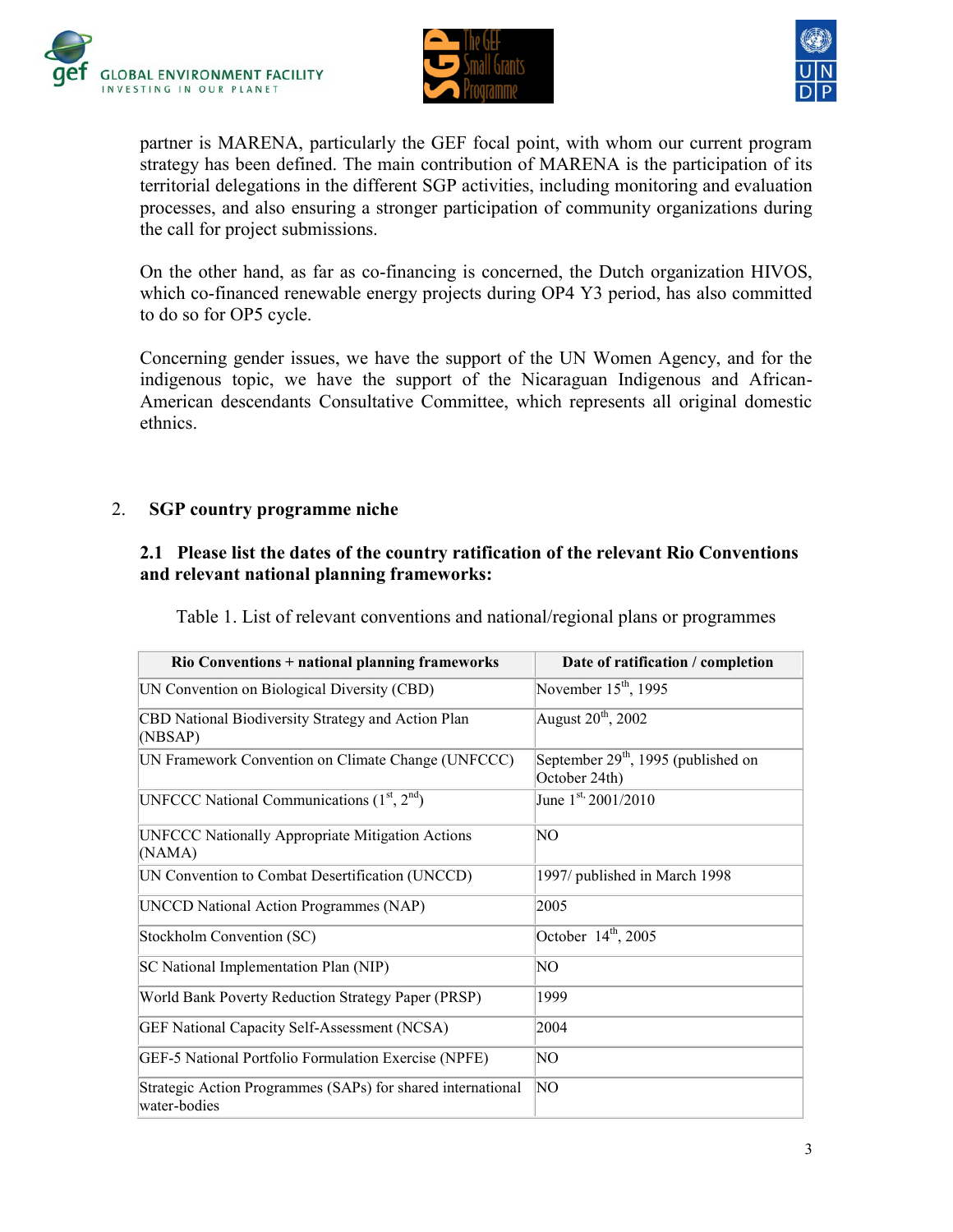partner is MARENA, particularly the GEF focal point, with whom our current program strategy has been defined. The main contribution of MARENA is the participation of its territorial delegations in the different SGP activities, including monitoring and evaluation processes, and also ensuring a stronger participation of community organizations during the call for project submissions.

On the other hand, as far as co-financing is concerned, the Dutch organization HIVOS, which co-financed renewable energy projects during OP4 Y3 period, has also committed to do so for OP5 cycle.

Concerning gender issues, we have the support of the UN Women Agency, and for the indigenous topic, we have the support of the Nicaraguan Indigenous and African-American descendants Consultative Committee, which represents all original domestic ethnics.

## 2. SGP country programme niche

### 2.1 Please list the dates of the country ratification of the relevant Rio Conventions and relevant national planning frameworks:

Table 1. List of relevant conventions and national/regional plans or programmes

| Rio Conventions + national planning frameworks | Date of ratification / completion |
|---|---|
| UN Convention on Biological Diversity (CBD) | November 15th, 1995 |
| CBD National Biodiversity Strategy and Action Plan (NBSAP) | August 20th, 2002 |
| UN Framework Convention on Climate Change (UNFCCC) | September 29th, 1995 (published on October 24th) |
| UNFCCC National Communications (1st, 2nd) | June 1st, 2001/2010 |
| UNFCCC Nationally Appropriate Mitigation Actions (NAMA) | NO |
| UN Convention to Combat Desertification (UNCCD) | 1997/ published in March 1998 |
| UNCCD National Action Programmes (NAP) | 2005 |
| Stockholm Convention (SC) | October 14th, 2005 |
| SC National Implementation Plan (NIP) | NO |
| World Bank Poverty Reduction Strategy Paper (PRSP) | 1999 |
| GEF National Capacity Self-Assessment (NCSA) | 2004 |
| GEF-5 National Portfolio Formulation Exercise (NPFE) | NO |
| Strategic Action Programmes (SAPs) for shared international water-bodies | NO |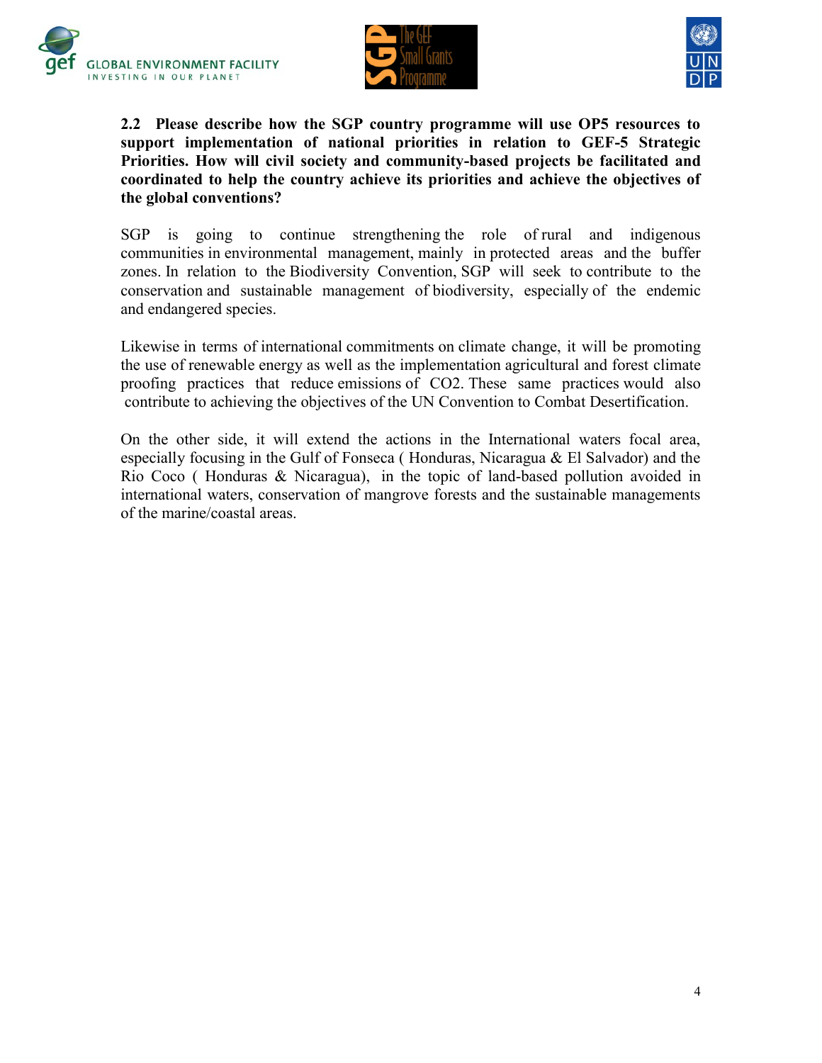**2.2 Please describe how the SGP country programme will use OP5 resources to support implementation of national priorities in relation to GEF-5 Strategic Priorities. How will civil society and community-based projects be facilitated and coordinated to help the country achieve its priorities and achieve the objectives of the global conventions?**

SGP is going to continue strengthening the role of rural and indigenous communities in environmental management, mainly in protected areas and the buffer zones. In relation to the Biodiversity Convention, SGP will seek to contribute to the conservation and sustainable management of biodiversity, especially of the endemic and endangered species.

Likewise in terms of international commitments on climate change, it will be promoting the use of renewable energy as well as the implementation agricultural and forest climate proofing practices that reduce emissions of $CO_2$. These same practices would also contribute to achieving the objectives of the UN Convention to Combat Desertification.

On the other side, it will extend the actions in the International waters focal area, especially focusing in the Gulf of Fonseca ( Honduras, Nicaragua & El Salvador) and the Rio Coco ( Honduras & Nicaragua), in the topic of land-based pollution avoided in international waters, conservation of mangrove forests and the sustainable managements of the marine/coastal areas.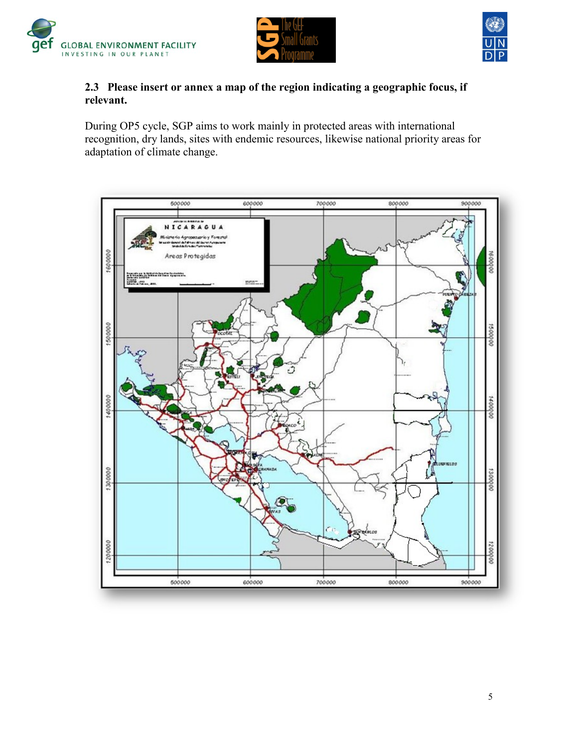**2.3 Please insert or annex a map of the region indicating a geographic focus, if relevant.**

During OP5 cycle, SGP aims to work mainly in protected areas with international recognition, dry lands, sites with endemic resources, likewise national priority areas for adaptation of climate change.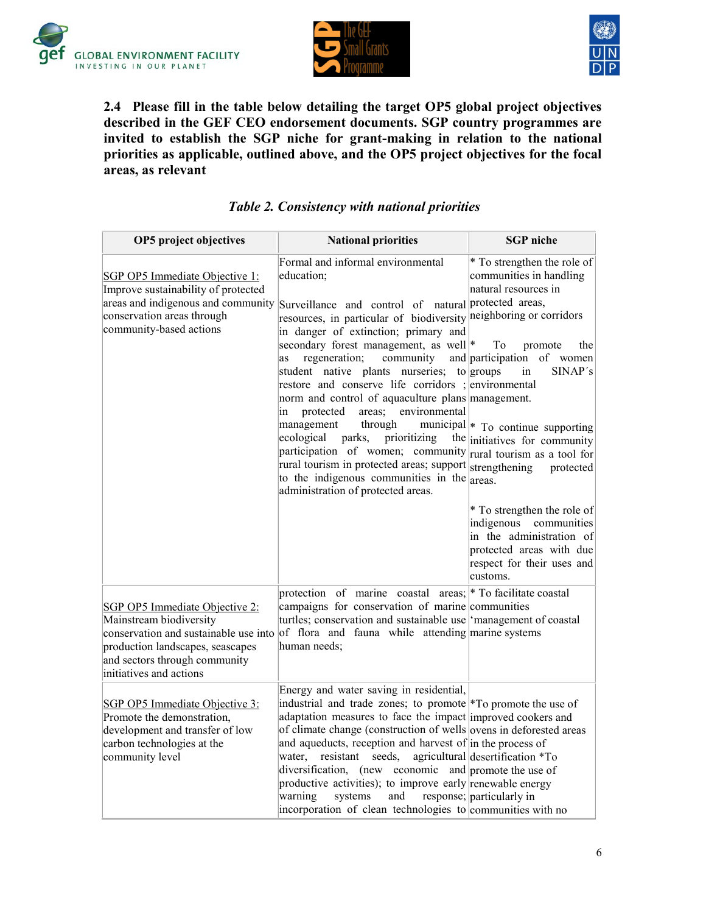**2.4 Please fill in the table below detailing the target OP5 global project objectives described in the GEF CEO endorsement documents. SGP country programmes are invited to establish the SGP niche for grant-making in relation to the national priorities as applicable, outlined above, and the OP5 project objectives for the focal areas, as relevant**

*Table 2. Consistency with national priorities*

| OP5 project objectives | National priorities | SGP niche |
|---|---|---|
| SGP OP5 Immediate Objective 1: Improve sustainability of protected areas and indigenous and community conservation areas through community-based actions | Formal and informal environmental education;<br><br>Surveillance and control of natural resources, in particular of biodiversity in danger of extinction; primary and secondary forest management, as well as regeneration; community and student native plants nurseries; to restore and conserve life corridors ; environmental norm and control of aquaculture plans in protected areas; environmental management through municipal ecological parks, prioritizing the participation of women; community rural tourism in protected areas; support to the indigenous communities in the administration of protected areas. | * To strengthen the role of communities in handling natural resources in protected areas, neighboring or corridors<br><br>* To promote the participation of women groups in SINAP´s environmental management.<br><br>* To continue supporting initiatives for community rural tourism as a tool for strengthening protected areas.<br><br>* To strengthen the role of indigenous communities in the administration of protected areas with due respect for their uses and customs. |
| SGP OP5 Immediate Objective 2: Mainstream biodiversity conservation and sustainable use into production landscapes, seascapes and sectors through community initiatives and actions | protection of marine coastal areas; campaigns for conservation of marine turtles; conservation and sustainable use of flora and fauna while attending human needs; | * To facilitate coastal communities 'management of coastal marine systems |
| SGP OP5 Immediate Objective 3: Promote the demonstration, development and transfer of low carbon technologies at the community level | Energy and water saving in residential, industrial and trade zones; to promote adaptation measures to face the impact of climate change (construction of wells and aqueducts, reception and harvest of water, resistant seeds, agricultural diversification, (new economic and productive activities); to improve early warning systems and response; incorporation of clean technologies to | *To promote the use of improved cookers and ovens in deforested areas in the process of desertification *To promote the use of renewable energy particularly in communities with no |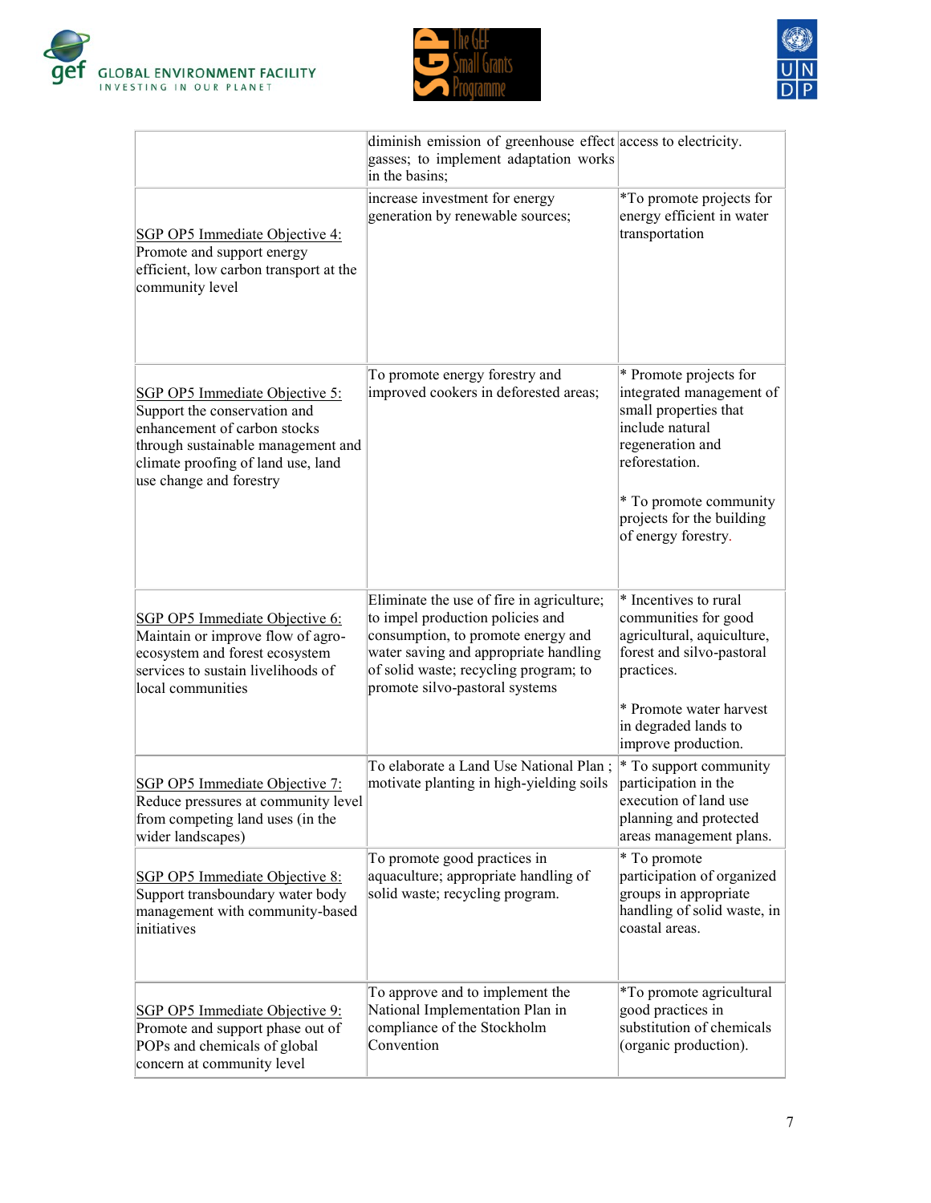| | | |
|---|---|---|
| | diminish emission of greenhouse effect gasses; to implement adaptation works in the basins; | access to electricity. |
| SGP OP5 Immediate Objective 4: Promote and support energy efficient, low carbon transport at the community level | increase investment for energy generation by renewable sources; | *To promote projects for energy efficient in water transportation |
| SGP OP5 Immediate Objective 5: Support the conservation and enhancement of carbon stocks through sustainable management and climate proofing of land use, land use change and forestry | To promote energy forestry and improved cookers in deforested areas; | * Promote projects for integrated management of small properties that include natural regeneration and reforestation.<br><br>* To promote community projects for the building of energy forestry. |
| SGP OP5 Immediate Objective 6: Maintain or improve flow of agro-ecosystem and forest ecosystem services to sustain livelihoods of local communities | Eliminate the use of fire in agriculture; to impel production policies and consumption, to promote energy and water saving and appropriate handling of solid waste; recycling program; to promote silvo-pastoral systems | * Incentives to rural communities for good agricultural, aquiculture, forest and silvo-pastoral practices.<br><br>* Promote water harvest in degraded lands to improve production. |
| SGP OP5 Immediate Objective 7: Reduce pressures at community level from competing land uses (in the wider landscapes) | To elaborate a Land Use National Plan ; motivate planting in high-yielding soils | * To support community participation in the execution of land use planning and protected areas management plans. |
| SGP OP5 Immediate Objective 8: Support transboundary water body management with community-based initiatives | To promote good practices in aquaculture; appropriate handling of solid waste; recycling program. | * To promote participation of organized groups in appropriate handling of solid waste, in coastal areas. |
| SGP OP5 Immediate Objective 9: Promote and support phase out of POPs and chemicals of global concern at community level | To approve and to implement the National Implementation Plan in compliance of the Stockholm Convention | *To promote agricultural good practices in substitution of chemicals (organic production). |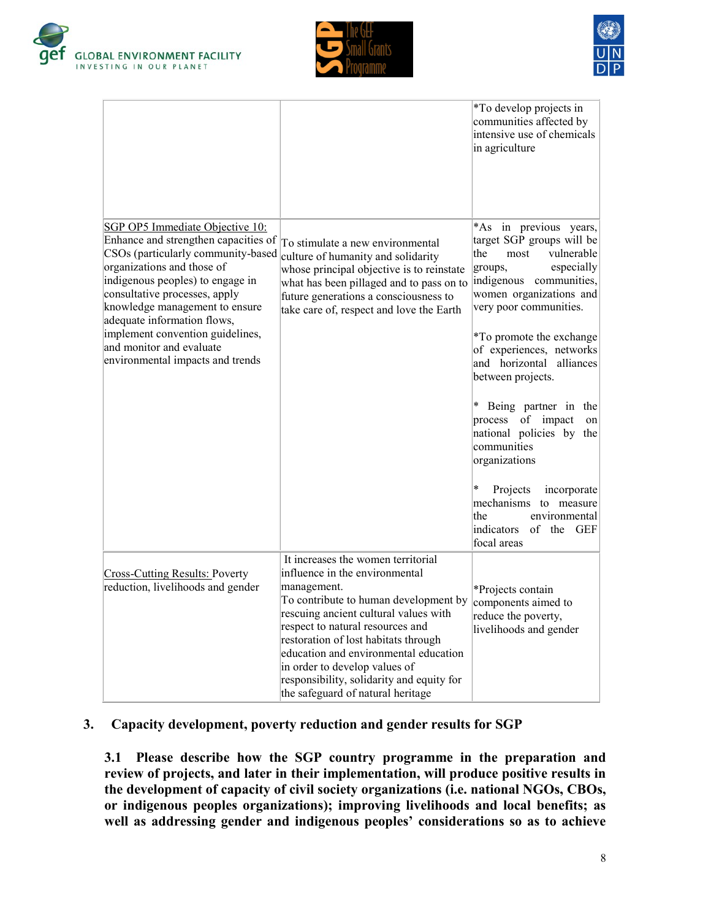| | | |
|---|---|---|
| | | *To develop projects in communities affected by intensive use of chemicals in agriculture |
| SGP OP5 Immediate Objective 10: Enhance and strengthen capacities of CSOs (particularly community-based organizations and those of indigenous peoples) to engage in consultative processes, apply knowledge management to ensure adequate information flows, implement convention guidelines, and monitor and evaluate environmental impacts and trends | To stimulate a new environmental culture of humanity and solidarity whose principal objective is to reinstate what has been pillaged and to pass on to future generations a consciousness to take care of, respect and love the Earth | *As in previous years, target SGP groups will be the most vulnerable groups, especially indigenous communities, women organizations and very poor communities.<br><br>*To promote the exchange of experiences, networks and horizontal alliances between projects.<br><br>* Being partner in the process of impact on national policies by the communities organizations<br><br>* Projects incorporate mechanisms to measure the environmental indicators of the GEF focal areas |
| Cross-Cutting Results: Poverty reduction, livelihoods and gender | It increases the women territorial influence in the environmental management.<br>To contribute to human development by rescuing ancient cultural values with respect to natural resources and restoration of lost habitats through education and environmental education in order to develop values of responsibility, solidarity and equity for the safeguard of natural heritage | *Projects contain components aimed to reduce the poverty, livelihoods and gender |

## 3. Capacity development, poverty reduction and gender results for SGP

**3.1 Please describe how the SGP country programme in the preparation and review of projects, and later in their implementation, will produce positive results in the development of capacity of civil society organizations (i.e. national NGOs, CBOs, or indigenous peoples organizations); improving livelihoods and local benefits; as well as addressing gender and indigenous peoples' considerations so as to achieve**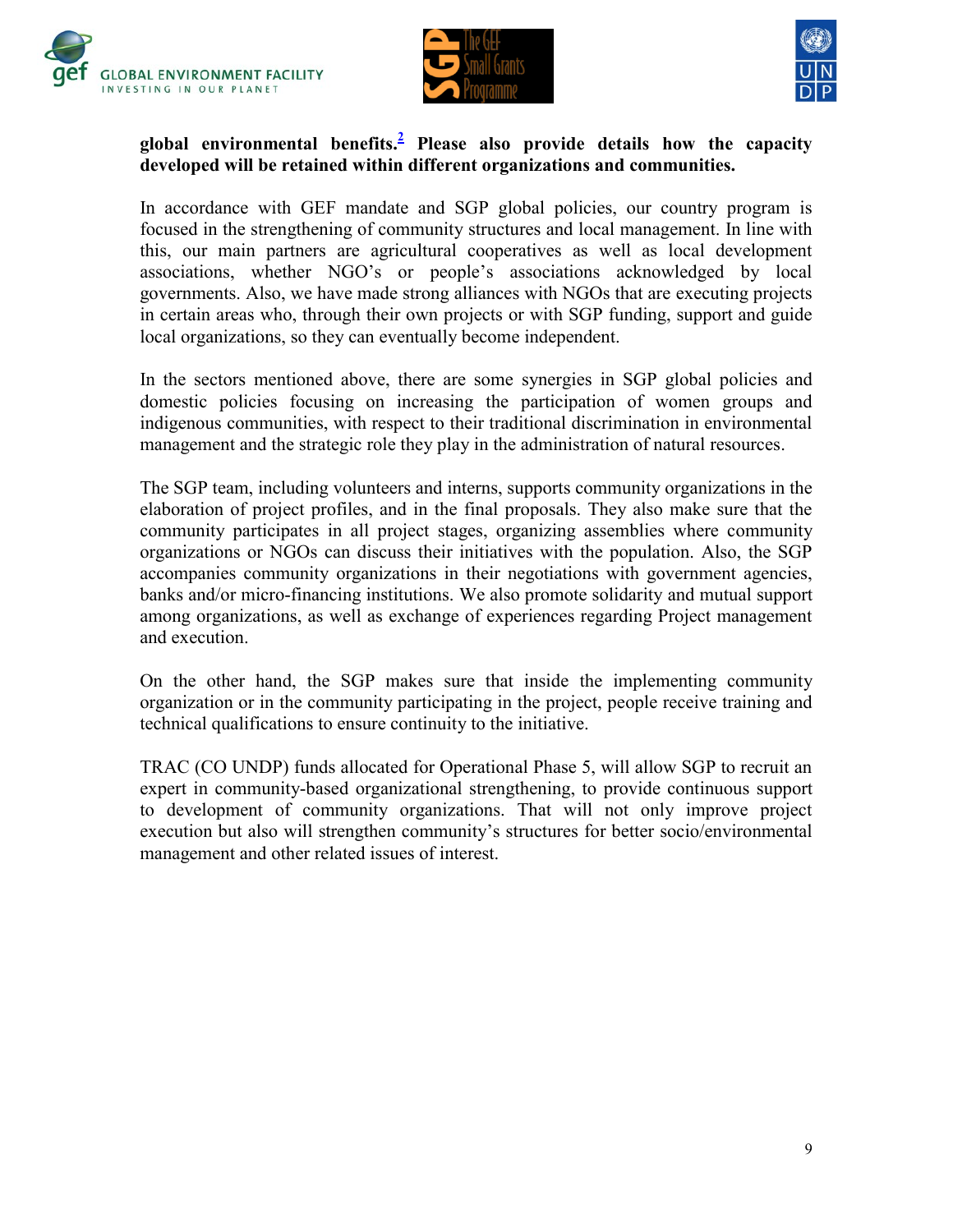**global environmental benefits.[2] Please also provide details how the capacity developed will be retained within different organizations and communities.**

In accordance with GEF mandate and SGP global policies, our country program is focused in the strengthening of community structures and local management. In line with this, our main partners are agricultural cooperatives as well as local development associations, whether NGO's or people's associations acknowledged by local governments. Also, we have made strong alliances with NGOs that are executing projects in certain areas who, through their own projects or with SGP funding, support and guide local organizations, so they can eventually become independent.

In the sectors mentioned above, there are some synergies in SGP global policies and domestic policies focusing on increasing the participation of women groups and indigenous communities, with respect to their traditional discrimination in environmental management and the strategic role they play in the administration of natural resources.

The SGP team, including volunteers and interns, supports community organizations in the elaboration of project profiles, and in the final proposals. They also make sure that the community participates in all project stages, organizing assemblies where community organizations or NGOs can discuss their initiatives with the population. Also, the SGP accompanies community organizations in their negotiations with government agencies, banks and/or micro-financing institutions. We also promote solidarity and mutual support among organizations, as well as exchange of experiences regarding Project management and execution.

On the other hand, the SGP makes sure that inside the implementing community organization or in the community participating in the project, people receive training and technical qualifications to ensure continuity to the initiative.

TRAC (CO UNDP) funds allocated for Operational Phase 5, will allow SGP to recruit an expert in community-based organizational strengthening, to provide continuous support to development of community organizations. That will not only improve project execution but also will strengthen community's structures for better socio/environmental management and other related issues of interest.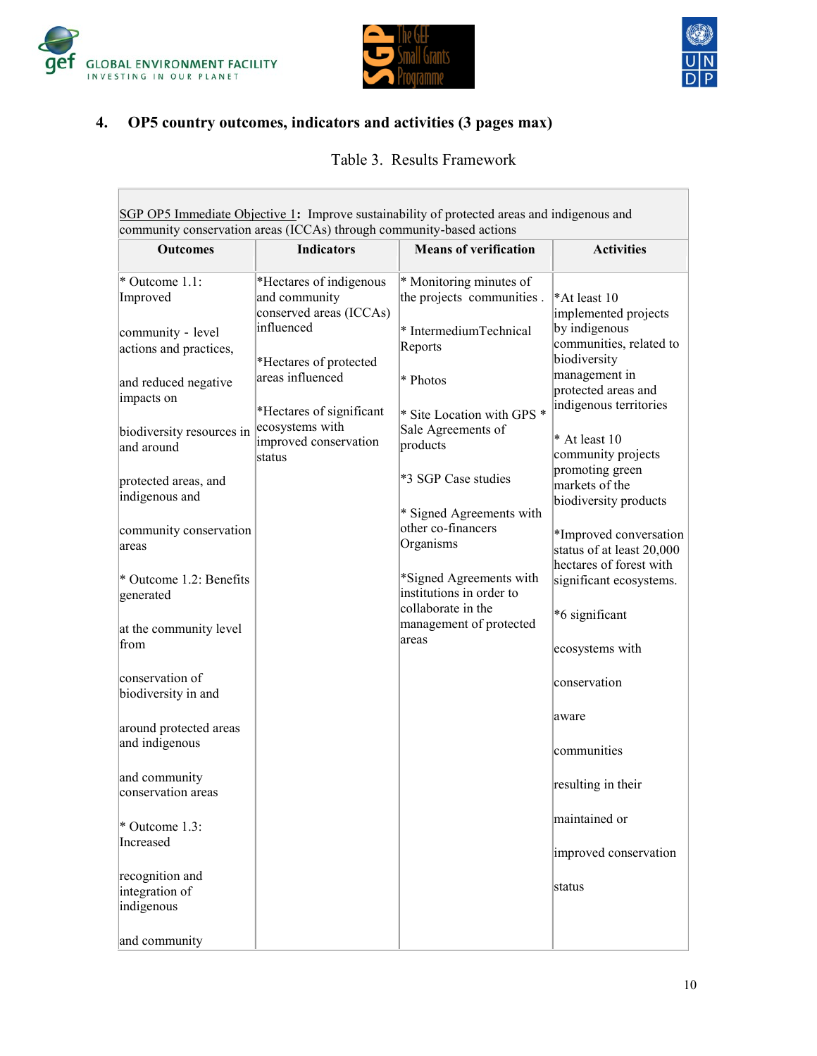## 4. OP5 country outcomes, indicators and activities (3 pages max)

Table 3. Results Framework

| SGP OP5 Immediate Objective 1: Improve sustainability of protected areas and indigenous and community conservation areas (ICCAs) through community-based actions | | | |
|---|---|---|---|
| **Outcomes** | **Indicators** | **Means of verification** | **Activities** |
| * Outcome 1.1: Improved community - level actions and practices, and reduced negative impacts on biodiversity resources in and around protected areas, and indigenous and community conservation areas<br><br>* Outcome 1.2: Benefits generated at the community level from conservation of biodiversity in and around protected areas and indigenous and community conservation areas<br><br>* Outcome 1.3: Increased recognition and integration of indigenous and community | *Hectares of indigenous and community conserved areas (ICCAs) influenced<br><br>*Hectares of protected areas influenced<br><br>*Hectares of significant ecosystems with improved conservation status | * Monitoring minutes of the projects communities .<br><br>* IntermediumTechnical Reports<br><br>* Photos<br><br>* Site Location with GPS * Sale Agreements of products<br><br>*3 SGP Case studies<br><br>* Signed Agreements with other co-financers Organisms<br><br>*Signed Agreements with institutions in order to collaborate in the management of protected areas | *At least 10 implemented projects by indigenous communities, related to biodiversity management in protected areas and indigenous territories<br><br>* At least 10 community projects promoting green markets of the biodiversity products<br><br>*Improved conversation status of at least 20,000 hectares of forest with significant ecosystems.<br><br>*6 significant ecosystems with conservation aware communities resulting in their maintained or improved conservation status |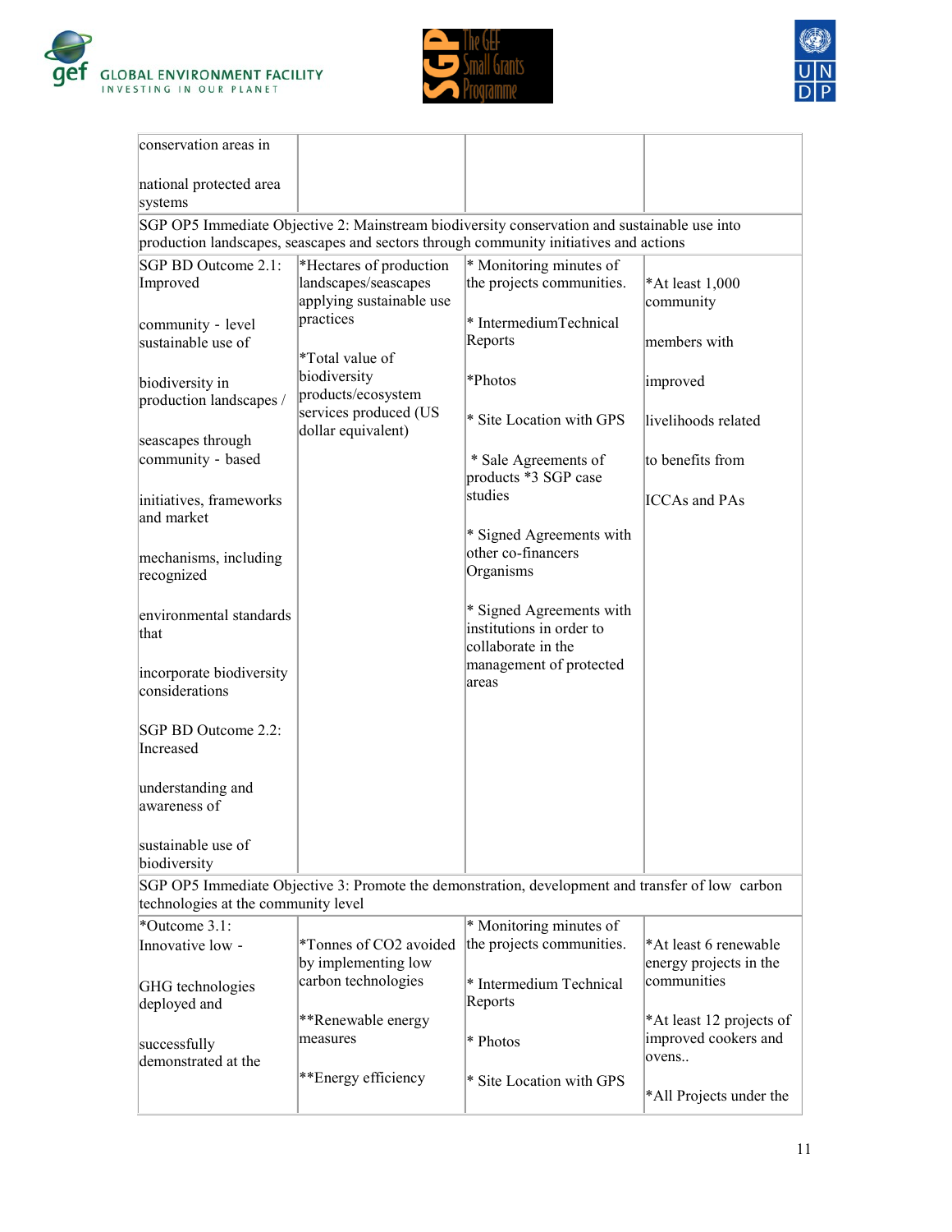| conservation areas in national protected area systems | | | |
|---|---|---|---|
| SGP OP5 Immediate Objective 2: Mainstream biodiversity conservation and sustainable use into production landscapes, seascapes and sectors through community initiatives and actions | | | |
| SGP BD Outcome 2.1: Improved community - level sustainable use of biodiversity in production landscapes / seascapes through community - based initiatives, frameworks and market mechanisms, including recognized environmental standards that incorporate biodiversity considerations<br><br>SGP BD Outcome 2.2: Increased understanding and awareness of sustainable use of biodiversity | *Hectares of production landscapes/seascapes applying sustainable use practices<br><br>*Total value of biodiversity products/ecosystem services produced (US dollar equivalent) | * Monitoring minutes of the projects communities.<br><br>* IntermediumTechnical Reports<br><br>*Photos<br><br>* Site Location with GPS<br><br>* Sale Agreements of products *3 SGP case studies<br><br>* Signed Agreements with other co-financers Organisms<br><br>* Signed Agreements with institutions in order to collaborate in the management of protected areas | *At least 1,000 community members with improved livelihoods related to benefits from ICCAs and PAs |
| SGP OP5 Immediate Objective 3: Promote the demonstration, development and transfer of low carbon technologies at the community level | | | |
| *Outcome 3.1: Innovative low - GHG technologies deployed and successfully demonstrated at the | *Tonnes of CO2 avoided by implementing low carbon technologies<br><br>**Renewable energy measures<br><br>**Energy efficiency | * Monitoring minutes of the projects communities.<br><br>* Intermedium Technical Reports<br><br>* Photos<br><br>* Site Location with GPS | *At least 6 renewable energy projects in the communities<br><br>*At least 12 projects of improved cookers and ovens..<br><br>*All Projects under the |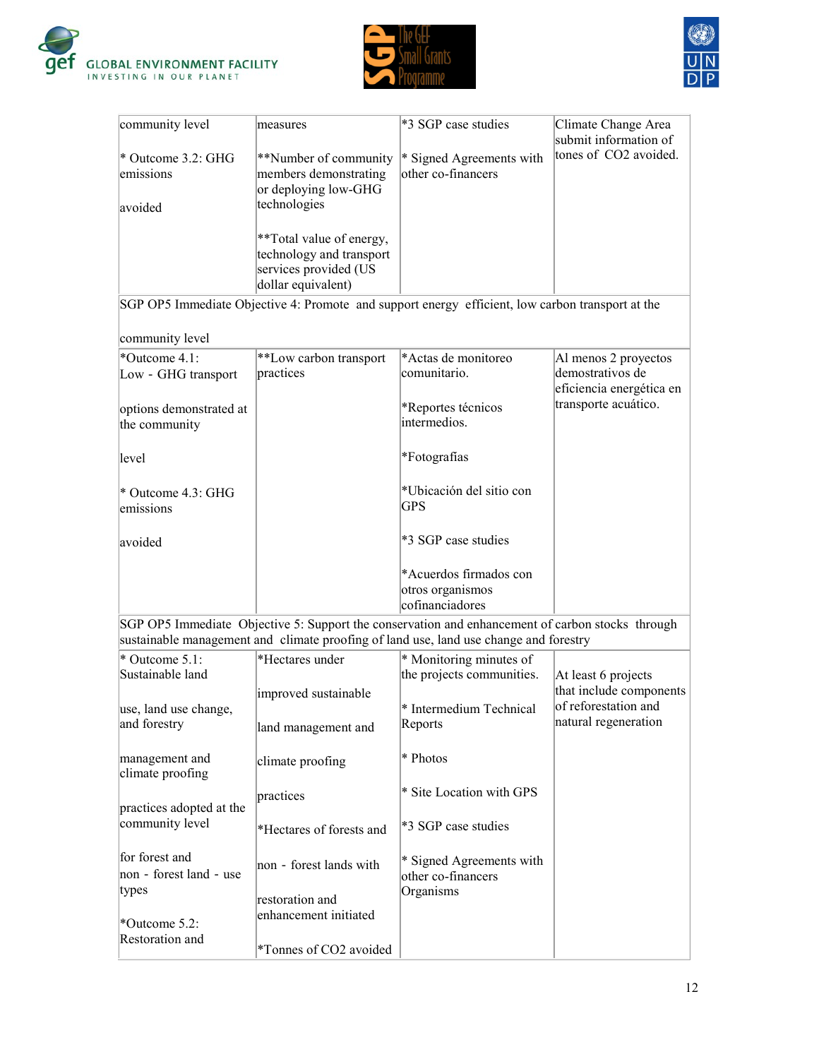| community level<br><br>* Outcome 3.2: GHG emissions<br><br>avoided | measures<br><br>**Number of community members demonstrating or deploying low-GHG technologies<br><br>**Total value of energy, technology and transport services provided (US dollar equivalent) | *3 SGP case studies<br><br>* Signed Agreements with other co-financers | Climate Change Area submit information of tones of $CO_2$ avoided. |
|---|---|---|---|
| SGP OP5 Immediate Objective 4: Promote and support energy efficient, low carbon transport at the community level | | | |
| *Outcome 4.1: Low - GHG transport options demonstrated at the community level<br><br>* Outcome 4.3: GHG emissions avoided | **Low carbon transport practices | *Actas de monitoreo comunitario.<br><br>*Reportes técnicos intermedios.<br><br>*Fotografías<br><br>*Ubicación del sitio con GPS<br><br>*3 SGP case studies<br><br>*Acuerdos firmados con otros organismos cofinanciadores | Al menos 2 proyectos demostrativos de eficiencia energética en transporte acuático. |
| SGP OP5 Immediate Objective 5: Support the conservation and enhancement of carbon stocks through sustainable management and climate proofing of land use, land use change and forestry | | | |
| * Outcome 5.1: Sustainable land use, land use change, and forestry management and climate proofing practices adopted at the community level for forest and non - forest land - use types<br><br>*Outcome 5.2: Restoration and | *Hectares under improved sustainable land management and climate proofing practices<br><br>*Hectares of forests and non - forest lands with restoration and enhancement initiated<br><br>*Tonnes of $CO_2$ avoided | * Monitoring minutes of the projects communities.<br><br>* Intermedium Technical Reports<br><br>* Photos<br><br>* Site Location with GPS<br><br>*3 SGP case studies<br><br>* Signed Agreements with other co-financers Organisms | At least 6 projects that include components of reforestation and natural regeneration |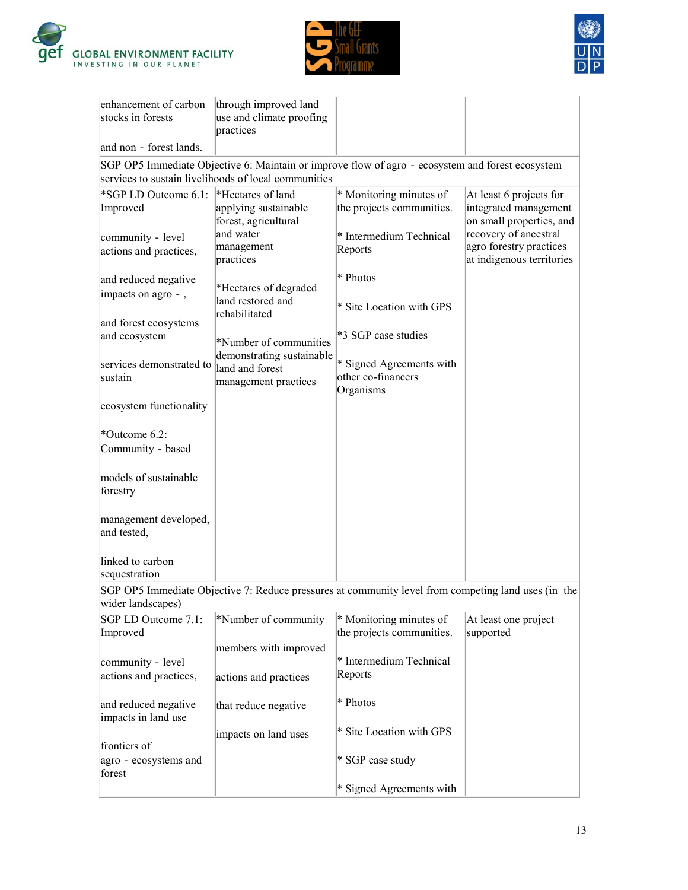| enhancement of carbon stocks in forests and non - forest lands. | through improved land use and climate proofing practices | | |
|---|---|---|---|
| SGP OP5 Immediate Objective 6: Maintain or improve flow of agro - ecosystem and forest ecosystem services to sustain livelihoods of local communities | | | |
| *SGP LD Outcome 6.1: Improved community - level actions and practices, and reduced negative impacts on agro - , and forest ecosystems and ecosystem services demonstrated to sustain ecosystem functionality *Outcome 6.2: Community - based models of sustainable forestry management developed, and tested, linked to carbon sequestration | *Hectares of land applying sustainable forest, agricultural and water management practices *Hectares of degraded land restored and rehabilitated *Number of communities demonstrating sustainable land and forest management practices | * Monitoring minutes of the projects communities. * Intermedium Technical Reports * Photos * Site Location with GPS *3 SGP case studies * Signed Agreements with other co-financers Organisms | At least 6 projects for integrated management on small properties, and recovery of ancestral agro forestry practices at indigenous territories |
| SGP OP5 Immediate Objective 7: Reduce pressures at community level from competing land uses (in the wider landscapes) | | | |
| SGP LD Outcome 7.1: Improved community - level actions and practices, and reduced negative impacts in land use frontiers of agro - ecosystems and forest | *Number of community members with improved actions and practices that reduce negative impacts on land uses | * Monitoring minutes of the projects communities. * Intermedium Technical Reports * Photos * Site Location with GPS * SGP case study * Signed Agreements with | At least one project supported |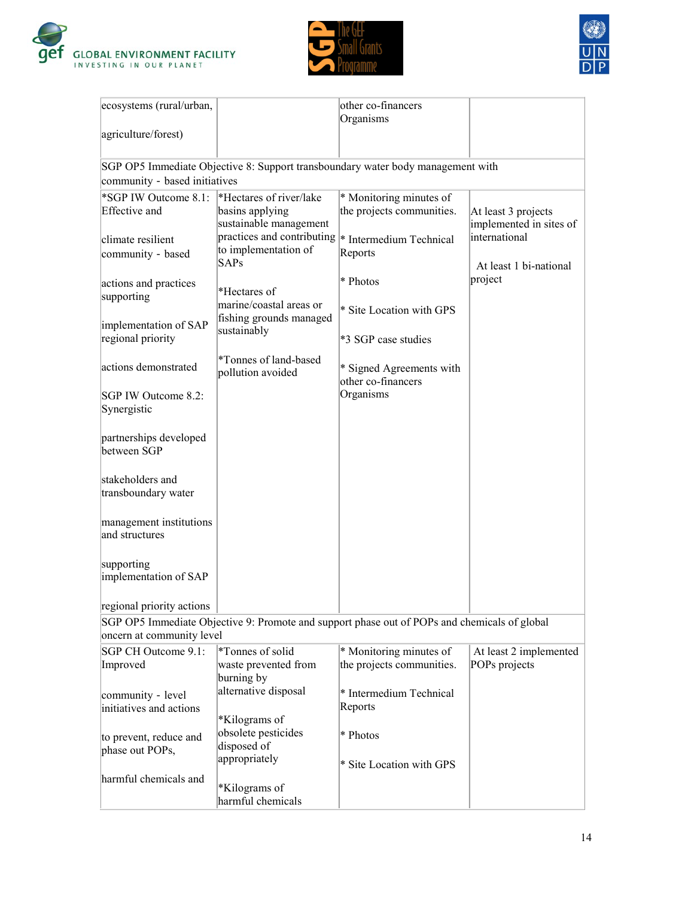| | | | |
|---|---|---|---|
| ecosystems (rural/urban, agriculture/forest) | | other co-financers Organisms | |
| SGP OP5 Immediate Objective 8: Support transboundary water body management with community - based initiatives | | | |
| *SGP IW Outcome 8.1: Effective and climate resilient community - based actions and practices supporting implementation of SAP regional priority actions demonstrated<br><br>SGP IW Outcome 8.2: Synergistic partnerships developed between SGP stakeholders and transboundary water management institutions and structures supporting implementation of SAP regional priority actions | *Hectares of river/lake basins applying sustainable management practices and contributing to implementation of SAPs<br><br>*Hectares of marine/coastal areas or fishing grounds managed sustainably<br><br>*Tonnes of land-based pollution avoided | * Monitoring minutes of the projects communities.<br><br>* Intermedium Technical Reports<br><br>* Photos<br><br>* Site Location with GPS<br><br>*3 SGP case studies<br><br>* Signed Agreements with other co-financers Organisms | At least 3 projects implemented in sites of international<br><br>At least 1 bi-national project |
| SGP OP5 Immediate Objective 9: Promote and support phase out of POPs and chemicals of global oncern at community level | | | |
| SGP CH Outcome 9.1: Improved community - level initiatives and actions to prevent, reduce and phase out POPs, harmful chemicals and | *Tonnes of solid waste prevented from burning by alternative disposal<br><br>*Kilograms of obsolete pesticides disposed of appropriately<br><br>*Kilograms of harmful chemicals | * Monitoring minutes of the projects communities.<br><br>* Intermedium Technical Reports<br><br>* Photos<br><br>* Site Location with GPS | At least 2 implemented POPs projects |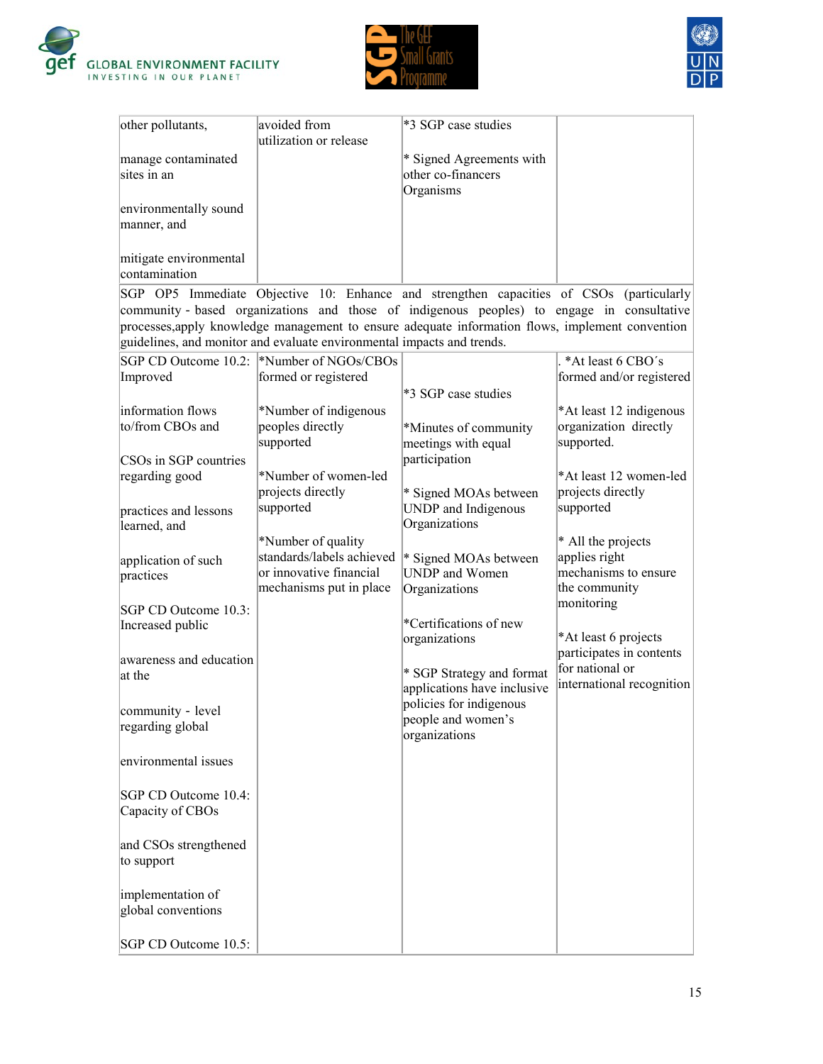| other pollutants, manage contaminated sites in an environmentally sound manner, and mitigate environmental contamination | avoided from utilization or release | *3 SGP case studies<br><br>* Signed Agreements with other co-financers Organisms | |
|---|---|---|---|
| SGP OP5 Immediate Objective 10: Enhance and strengthen capacities of CSOs (particularly community - based organizations and those of indigenous peoples) to engage in consultative processes,apply knowledge management to ensure adequate information flows, implement convention guidelines, and monitor and evaluate environmental impacts and trends. | | | |
| SGP CD Outcome 10.2: Improved information flows to/from CBOs and CSOs in SGP countries regarding good practices and lessons learned, and application of such practices<br><br>SGP CD Outcome 10.3: Increased public awareness and education at the community - level regarding global environmental issues<br><br>SGP CD Outcome 10.4: Capacity of CBOs and CSOs strengthened to support implementation of global conventions<br><br>SGP CD Outcome 10.5: | *Number of NGOs/CBOs formed or registered<br><br>*Number of indigenous peoples directly supported<br><br>*Number of women-led projects directly supported<br><br>*Number of quality standards/labels achieved or innovative financial mechanisms put in place | *3 SGP case studies<br><br>*Minutes of community meetings with equal participation<br><br>* Signed MOAs between UNDP and Indigenous Organizations<br><br>* Signed MOAs between UNDP and Women Organizations<br><br>*Certifications of new organizations<br><br>* SGP Strategy and format applications have inclusive policies for indigenous people and women's organizations | . *At least 6 CBO´s formed and/or registered<br><br>*At least 12 indigenous organization directly supported.<br><br>*At least 12 women-led projects directly supported<br><br>* All the projects applies right mechanisms to ensure the community monitoring<br><br>*At least 6 projects participates in contents for national or international recognition |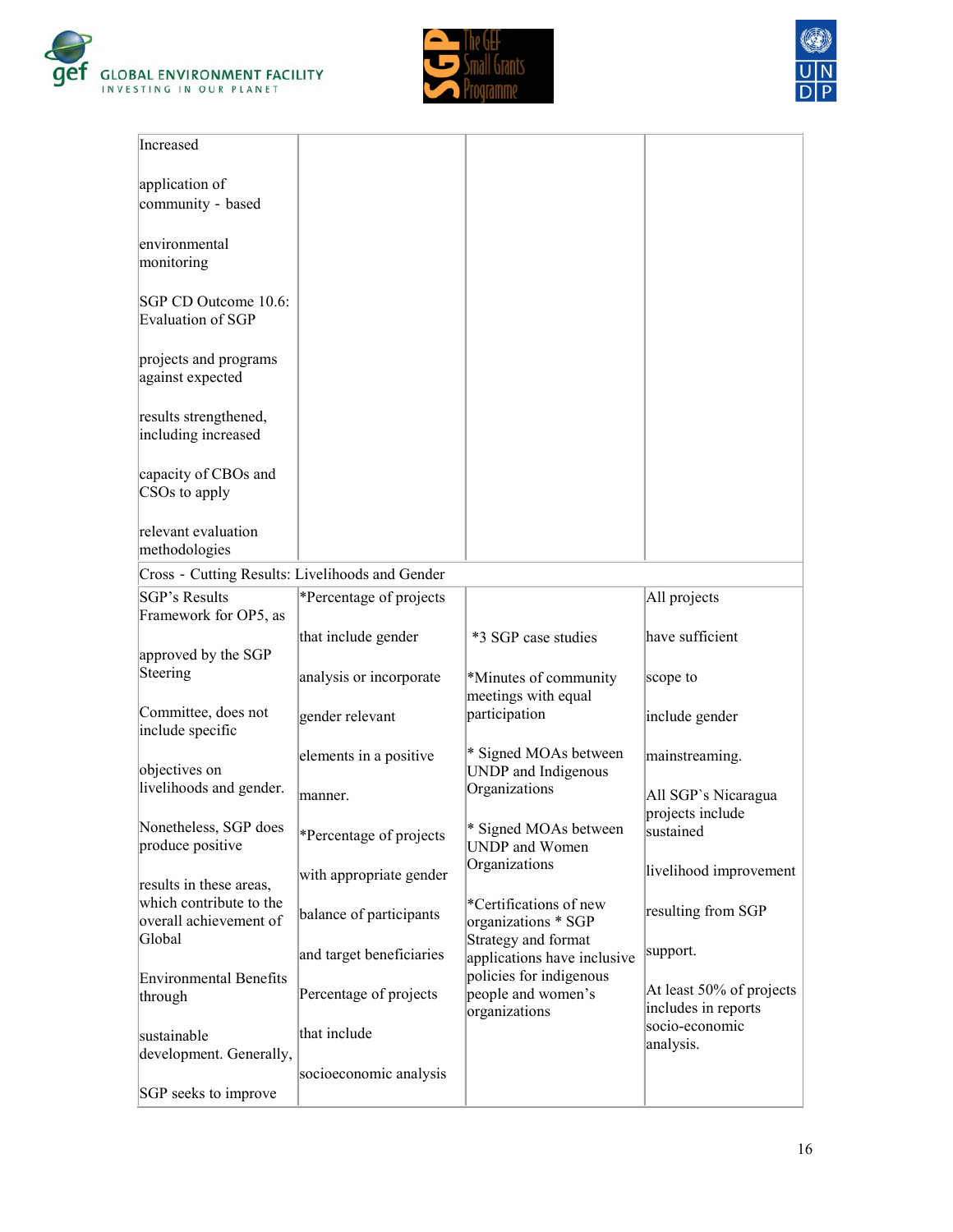| | | | |
|---|---|---|---|
| Increased application of community - based environmental monitoring SGP CD Outcome 10.6: Evaluation of SGP projects and programs against expected results strengthened, including increased capacity of CBOs and CSOs to apply relevant evaluation methodologies | | | |
| Cross - Cutting Results: Livelihoods and Gender | | | |
| SGP's Results Framework for OP5, as approved by the SGP Steering Committee, does not include specific objectives on livelihoods and gender. Nonetheless, SGP does produce positive results in these areas, which contribute to the overall achievement of Global Environmental Benefits through sustainable development. Generally, SGP seeks to improve | *Percentage of projects that include gender analysis or incorporate gender relevant elements in a positive manner. *Percentage of projects with appropriate gender balance of participants and target beneficiaries Percentage of projects that include socioeconomic analysis | *3 SGP case studies *Minutes of community meetings with equal participation * Signed MOAs between UNDP and Indigenous Organizations * Signed MOAs between UNDP and Women Organizations *Certifications of new organizations * SGP Strategy and format applications have inclusive policies for indigenous people and women's organizations | All projects have sufficient scope to include gender mainstreaming. All SGP`s Nicaragua projects include sustained livelihood improvement resulting from SGP support. At least 50% of projects includes in reports socio-economic analysis. |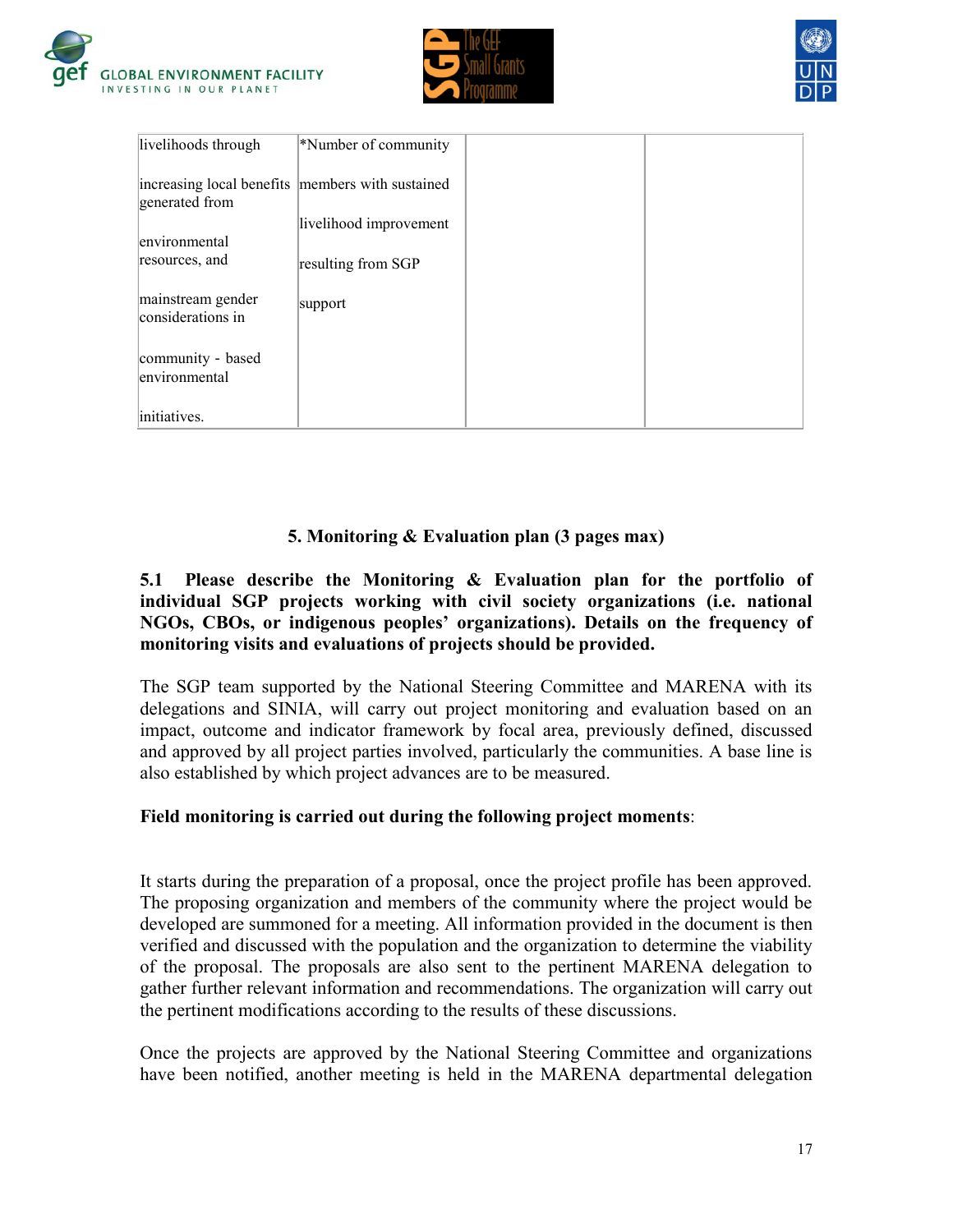| livelihoods through increasing local benefits generated from environmental resources, and mainstream gender considerations in community - based environmental initiatives. | *Number of community members with sustained livelihood improvement resulting from SGP support | | |
|---|---|---|---|

## 5. Monitoring & Evaluation plan (3 pages max)

**5.1 Please describe the Monitoring & Evaluation plan for the portfolio of individual SGP projects working with civil society organizations (i.e. national NGOs, CBOs, or indigenous peoples' organizations). Details on the frequency of monitoring visits and evaluations of projects should be provided.**

The SGP team supported by the National Steering Committee and MARENA with its delegations and SINIA, will carry out project monitoring and evaluation based on an impact, outcome and indicator framework by focal area, previously defined, discussed and approved by all project parties involved, particularly the communities. A base line is also established by which project advances are to be measured.

**Field monitoring is carried out during the following project moments**:

It starts during the preparation of a proposal, once the project profile has been approved. The proposing organization and members of the community where the project would be developed are summoned for a meeting. All information provided in the document is then verified and discussed with the population and the organization to determine the viability of the proposal. The proposals are also sent to the pertinent MARENA delegation to gather further relevant information and recommendations. The organization will carry out the pertinent modifications according to the results of these discussions.

Once the projects are approved by the National Steering Committee and organizations have been notified, another meeting is held in the MARENA departmental delegation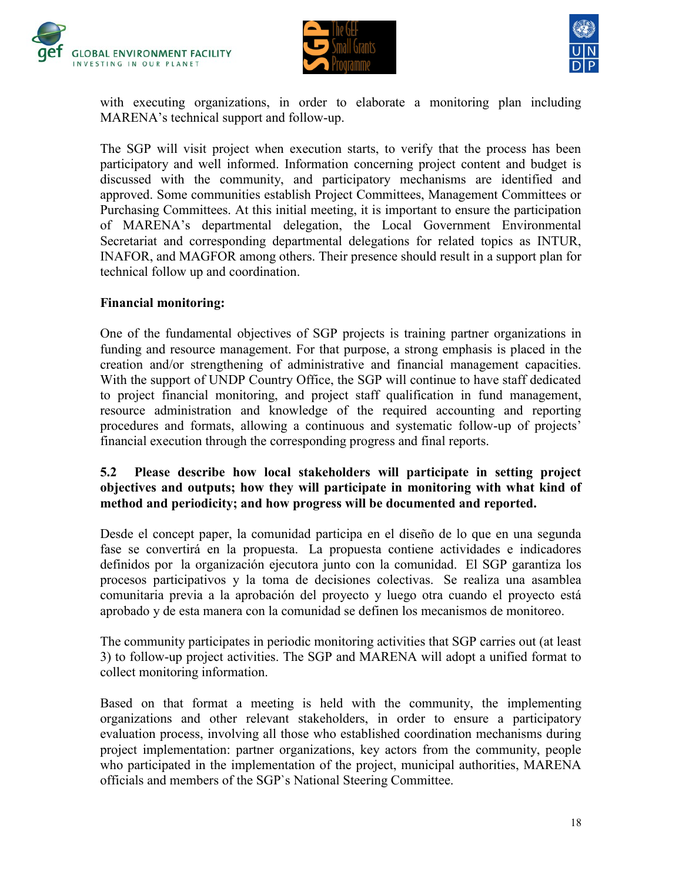with executing organizations, in order to elaborate a monitoring plan including MARENA's technical support and follow-up.

The SGP will visit project when execution starts, to verify that the process has been participatory and well informed. Information concerning project content and budget is discussed with the community, and participatory mechanisms are identified and approved. Some communities establish Project Committees, Management Committees or Purchasing Committees. At this initial meeting, it is important to ensure the participation of MARENA's departmental delegation, the Local Government Environmental Secretariat and corresponding departmental delegations for related topics as INTUR, INAFOR, and MAGFOR among others. Their presence should result in a support plan for technical follow up and coordination.

**Financial monitoring:**

One of the fundamental objectives of SGP projects is training partner organizations in funding and resource management. For that purpose, a strong emphasis is placed in the creation and/or strengthening of administrative and financial management capacities. With the support of UNDP Country Office, the SGP will continue to have staff dedicated to project financial monitoring, and project staff qualification in fund management, resource administration and knowledge of the required accounting and reporting procedures and formats, allowing a continuous and systematic follow-up of projects' financial execution through the corresponding progress and final reports.

**5.2 Please describe how local stakeholders will participate in setting project objectives and outputs; how they will participate in monitoring with what kind of method and periodicity; and how progress will be documented and reported.**

Desde el concept paper, la comunidad participa en el diseño de lo que en una segunda fase se convertirá en la propuesta. La propuesta contiene actividades e indicadores definidos por la organización ejecutora junto con la comunidad. El SGP garantiza los procesos participativos y la toma de decisiones colectivas. Se realiza una asamblea comunitaria previa a la aprobación del proyecto y luego otra cuando el proyecto está aprobado y de esta manera con la comunidad se definen los mecanismos de monitoreo.

The community participates in periodic monitoring activities that SGP carries out (at least 3) to follow-up project activities. The SGP and MARENA will adopt a unified format to collect monitoring information.

Based on that format a meeting is held with the community, the implementing organizations and other relevant stakeholders, in order to ensure a participatory evaluation process, involving all those who established coordination mechanisms during project implementation: partner organizations, key actors from the community, people who participated in the implementation of the project, municipal authorities, MARENA officials and members of the SGP`s National Steering Committee.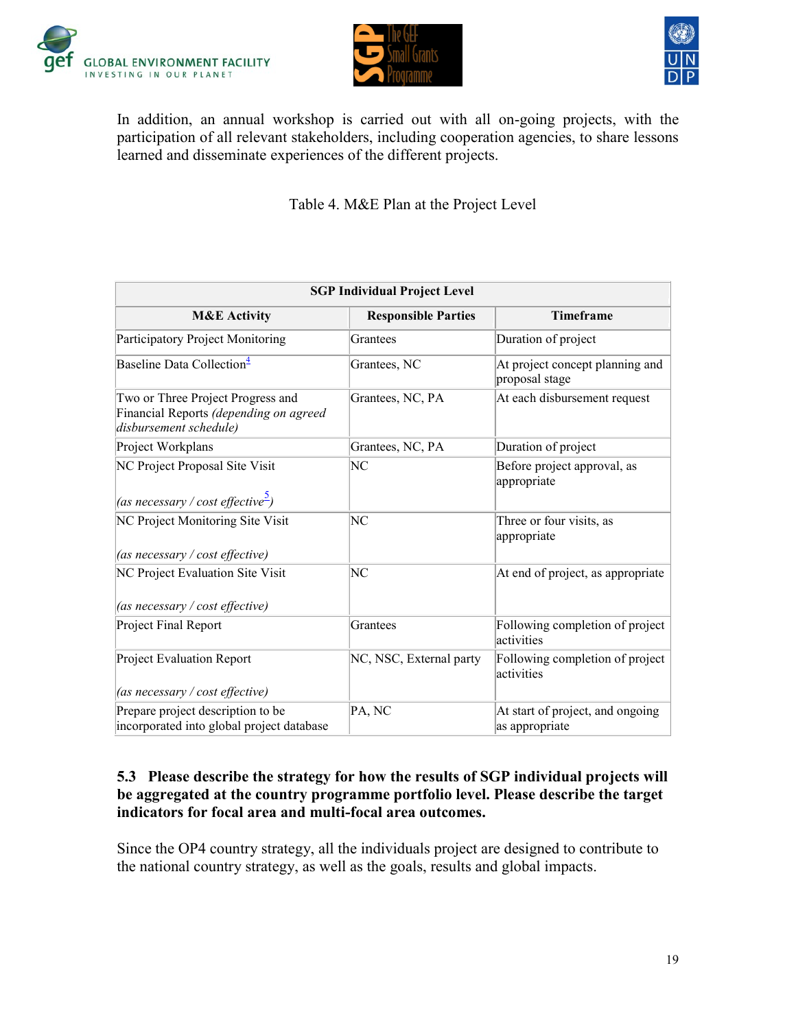In addition, an annual workshop is carried out with all on-going projects, with the participation of all relevant stakeholders, including cooperation agencies, to share lessons learned and disseminate experiences of the different projects.

Table 4. M&E Plan at the Project Level

| SGP Individual Project Level | | |
|---|---|---|
| **M&E Activity** | **Responsible Parties** | **Timeframe** |
| Participatory Project Monitoring | Grantees | Duration of project |
| Baseline Data Collection[4] | Grantees, NC | At project concept planning and proposal stage |
| Two or Three Project Progress and Financial Reports *(depending on agreed disbursement schedule)* | Grantees, NC, PA | At each disbursement request |
| Project Workplans | Grantees, NC, PA | Duration of project |
| NC Project Proposal Site Visit *(as necessary / cost effective[5])* | NC | Before project approval, as appropriate |
| NC Project Monitoring Site Visit *(as necessary / cost effective)* | NC | Three or four visits, as appropriate |
| NC Project Evaluation Site Visit *(as necessary / cost effective)* | NC | At end of project, as appropriate |
| Project Final Report | Grantees | Following completion of project activities |
| Project Evaluation Report *(as necessary / cost effective)* | NC, NSC, External party | Following completion of project activities |
| Prepare project description to be incorporated into global project database | PA, NC | At start of project, and ongoing as appropriate |

**5.3 Please describe the strategy for how the results of SGP individual projects will be aggregated at the country programme portfolio level. Please describe the target indicators for focal area and multi-focal area outcomes.**

Since the OP4 country strategy, all the individuals project are designed to contribute to the national country strategy, as well as the goals, results and global impacts.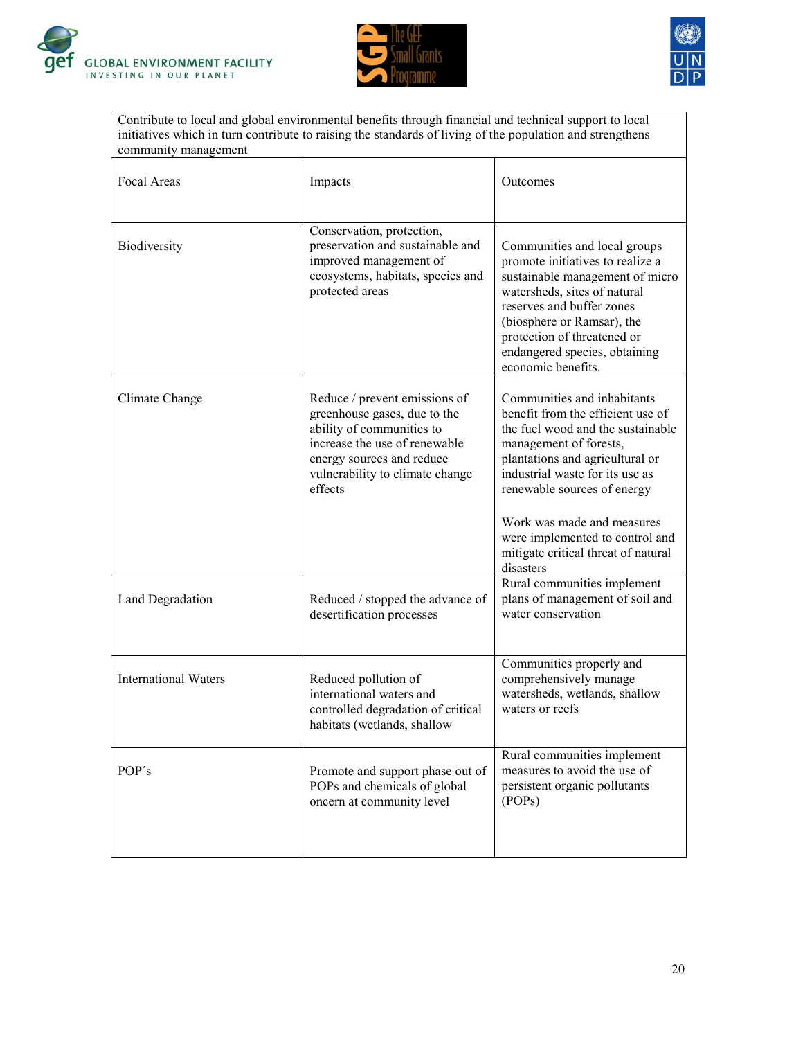| Contribute to local and global environmental benefits through financial and technical support to local initiatives which in turn contribute to raising the standards of living of the population and strengthens community management | | |
|---|---|---|
| Focal Areas | Impacts | Outcomes |
| Biodiversity | Conservation, protection, preservation and sustainable and improved management of ecosystems, habitats, species and protected areas | Communities and local groups promote initiatives to realize a sustainable management of micro watersheds, sites of natural reserves and buffer zones (biosphere or Ramsar), the protection of threatened or endangered species, obtaining economic benefits. |
| Climate Change | Reduce / prevent emissions of greenhouse gases, due to the ability of communities to increase the use of renewable energy sources and reduce vulnerability to climate change effects | Communities and inhabitants benefit from the efficient use of the fuel wood and the sustainable management of forests, plantations and agricultural or industrial waste for its use as renewable sources of energy<br><br>Work was made and measures were implemented to control and mitigate critical threat of natural disasters |
| Land Degradation | Reduced / stopped the advance of desertification processes | Rural communities implement plans of management of soil and water conservation |
| International Waters | Reduced pollution of international waters and controlled degradation of critical habitats (wetlands, shallow | Communities properly and comprehensively manage watersheds, wetlands, shallow waters or reefs |
| POP´s | Promote and support phase out of POPs and chemicals of global oncern at community level | Rural communities implement measures to avoid the use of persistent organic pollutants (POPs) |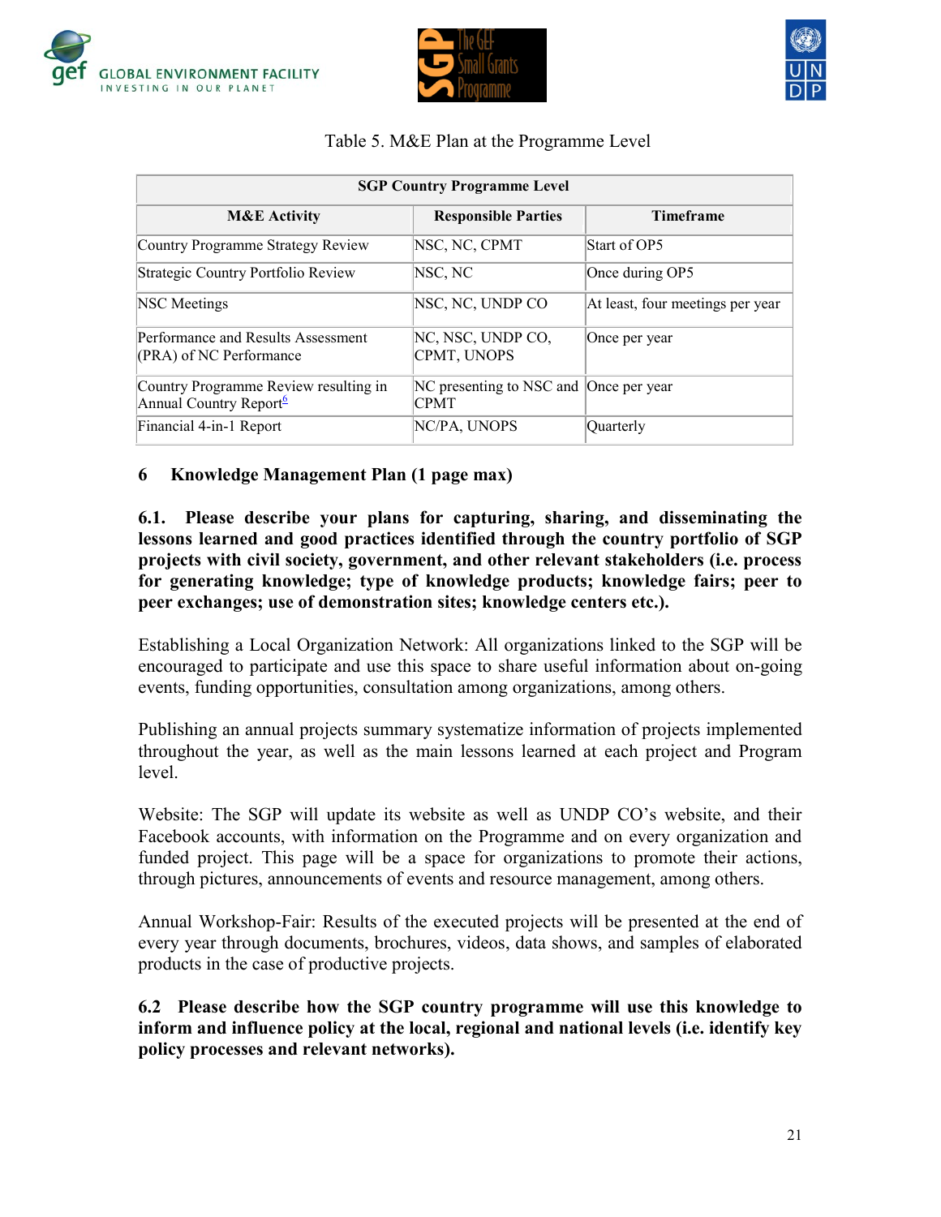Table 5. M&E Plan at the Programme Level

| SGP Country Programme Level | | |
|---|---|---|
| **M&E Activity** | **Responsible Parties** | **Timeframe** |
| Country Programme Strategy Review | NSC, NC, CPMT | Start of OP5 |
| Strategic Country Portfolio Review | NSC, NC | Once during OP5 |
| NSC Meetings | NSC, NC, UNDP CO | At least, four meetings per year |
| Performance and Results Assessment (PRA) of NC Performance | NC, NSC, UNDP CO, CPMT, UNOPS | Once per year |
| Country Programme Review resulting in Annual Country Report[6] | NC presenting to NSC and CPMT | Once per year |
| Financial 4-in-1 Report | NC/PA, UNOPS | Quarterly |

## 6 Knowledge Management Plan (1 page max)

**6.1. Please describe your plans for capturing, sharing, and disseminating the lessons learned and good practices identified through the country portfolio of SGP projects with civil society, government, and other relevant stakeholders (i.e. process for generating knowledge; type of knowledge products; knowledge fairs; peer to peer exchanges; use of demonstration sites; knowledge centers etc.).**

Establishing a Local Organization Network: All organizations linked to the SGP will be encouraged to participate and use this space to share useful information about on-going events, funding opportunities, consultation among organizations, among others.

Publishing an annual projects summary systematize information of projects implemented throughout the year, as well as the main lessons learned at each project and Program level.

Website: The SGP will update its website as well as UNDP CO's website, and their Facebook accounts, with information on the Programme and on every organization and funded project. This page will be a space for organizations to promote their actions, through pictures, announcements of events and resource management, among others.

Annual Workshop-Fair: Results of the executed projects will be presented at the end of every year through documents, brochures, videos, data shows, and samples of elaborated products in the case of productive projects.

**6.2 Please describe how the SGP country programme will use this knowledge to inform and influence policy at the local, regional and national levels (i.e. identify key policy processes and relevant networks).**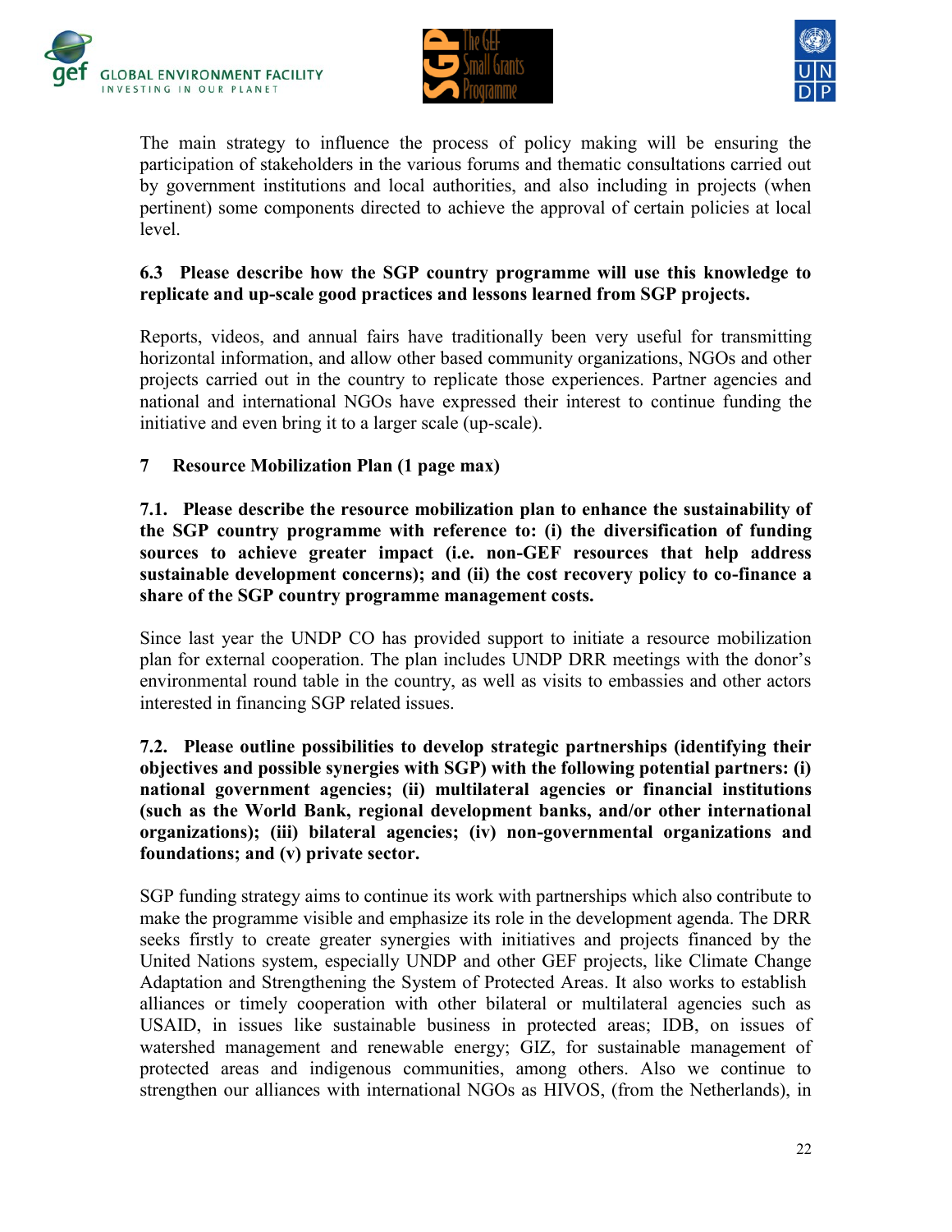The main strategy to influence the process of policy making will be ensuring the participation of stakeholders in the various forums and thematic consultations carried out by government institutions and local authorities, and also including in projects (when pertinent) some components directed to achieve the approval of certain policies at local level.

**6.3 Please describe how the SGP country programme will use this knowledge to replicate and up-scale good practices and lessons learned from SGP projects.**

Reports, videos, and annual fairs have traditionally been very useful for transmitting horizontal information, and allow other based community organizations, NGOs and other projects carried out in the country to replicate those experiences. Partner agencies and national and international NGOs have expressed their interest to continue funding the initiative and even bring it to a larger scale (up-scale).

## 7 Resource Mobilization Plan (1 page max)

**7.1. Please describe the resource mobilization plan to enhance the sustainability of the SGP country programme with reference to: (i) the diversification of funding sources to achieve greater impact (i.e. non-GEF resources that help address sustainable development concerns); and (ii) the cost recovery policy to co-finance a share of the SGP country programme management costs.**

Since last year the UNDP CO has provided support to initiate a resource mobilization plan for external cooperation. The plan includes UNDP DRR meetings with the donor's environmental round table in the country, as well as visits to embassies and other actors interested in financing SGP related issues.

**7.2. Please outline possibilities to develop strategic partnerships (identifying their objectives and possible synergies with SGP) with the following potential partners: (i) national government agencies; (ii) multilateral agencies or financial institutions (such as the World Bank, regional development banks, and/or other international organizations); (iii) bilateral agencies; (iv) non-governmental organizations and foundations; and (v) private sector.**

SGP funding strategy aims to continue its work with partnerships which also contribute to make the programme visible and emphasize its role in the development agenda. The DRR seeks firstly to create greater synergies with initiatives and projects financed by the United Nations system, especially UNDP and other GEF projects, like Climate Change Adaptation and Strengthening the System of Protected Areas. It also works to establish alliances or timely cooperation with other bilateral or multilateral agencies such as USAID, in issues like sustainable business in protected areas; IDB, on issues of watershed management and renewable energy; GIZ, for sustainable management of protected areas and indigenous communities, among others. Also we continue to strengthen our alliances with international NGOs as HIVOS, (from the Netherlands), in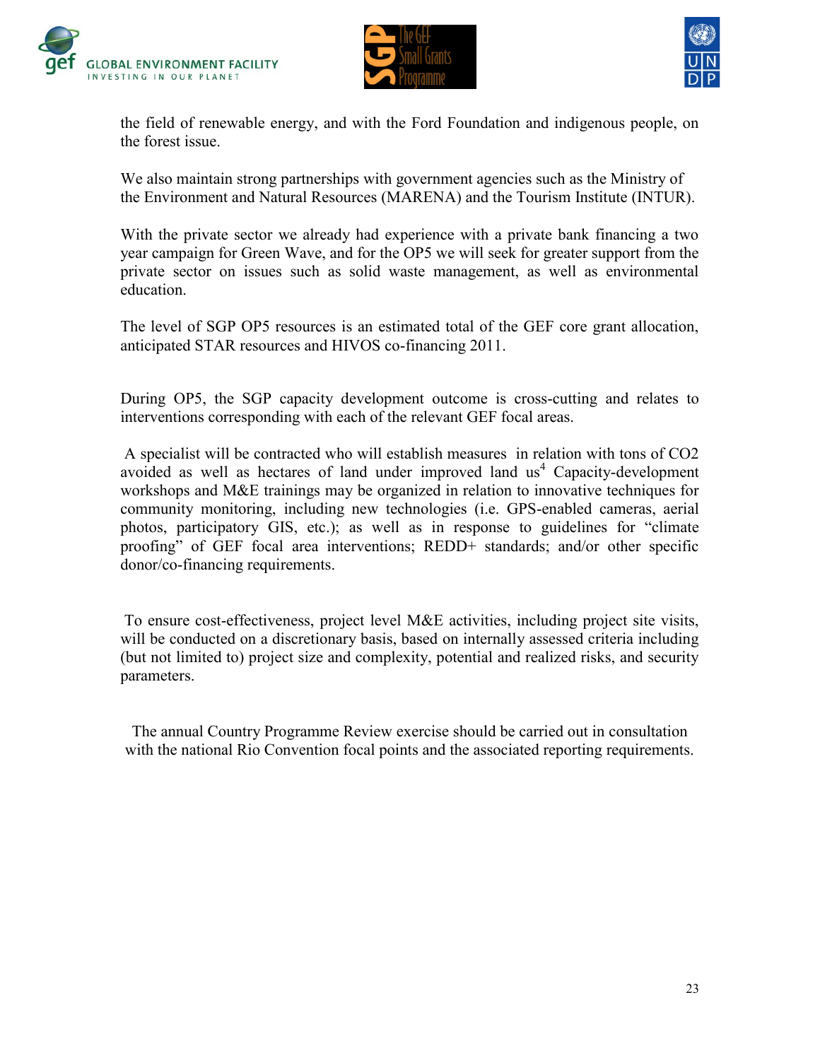the field of renewable energy, and with the Ford Foundation and indigenous people, on the forest issue.

We also maintain strong partnerships with government agencies such as the Ministry of the Environment and Natural Resources (MARENA) and the Tourism Institute (INTUR).

With the private sector we already had experience with a private bank financing a two year campaign for Green Wave, and for the OP5 we will seek for greater support from the private sector on issues such as solid waste management, as well as environmental education.

The level of SGP OP5 resources is an estimated total of the GEF core grant allocation, anticipated STAR resources and HIVOS co-financing 2011.

During OP5, the SGP capacity development outcome is cross-cutting and relates to interventions corresponding with each of the relevant GEF focal areas.

A specialist will be contracted who will establish measures in relation with tons of $CO_2$ avoided as well as hectares of land under improved land us[4] Capacity-development workshops and M&E trainings may be organized in relation to innovative techniques for community monitoring, including new technologies (i.e. GPS-enabled cameras, aerial photos, participatory GIS, etc.); as well as in response to guidelines for "climate proofing" of GEF focal area interventions; REDD+ standards; and/or other specific donor/co-financing requirements.

To ensure cost-effectiveness, project level M&E activities, including project site visits, will be conducted on a discretionary basis, based on internally assessed criteria including (but not limited to) project size and complexity, potential and realized risks, and security parameters.

The annual Country Programme Review exercise should be carried out in consultation with the national Rio Convention focal points and the associated reporting requirements.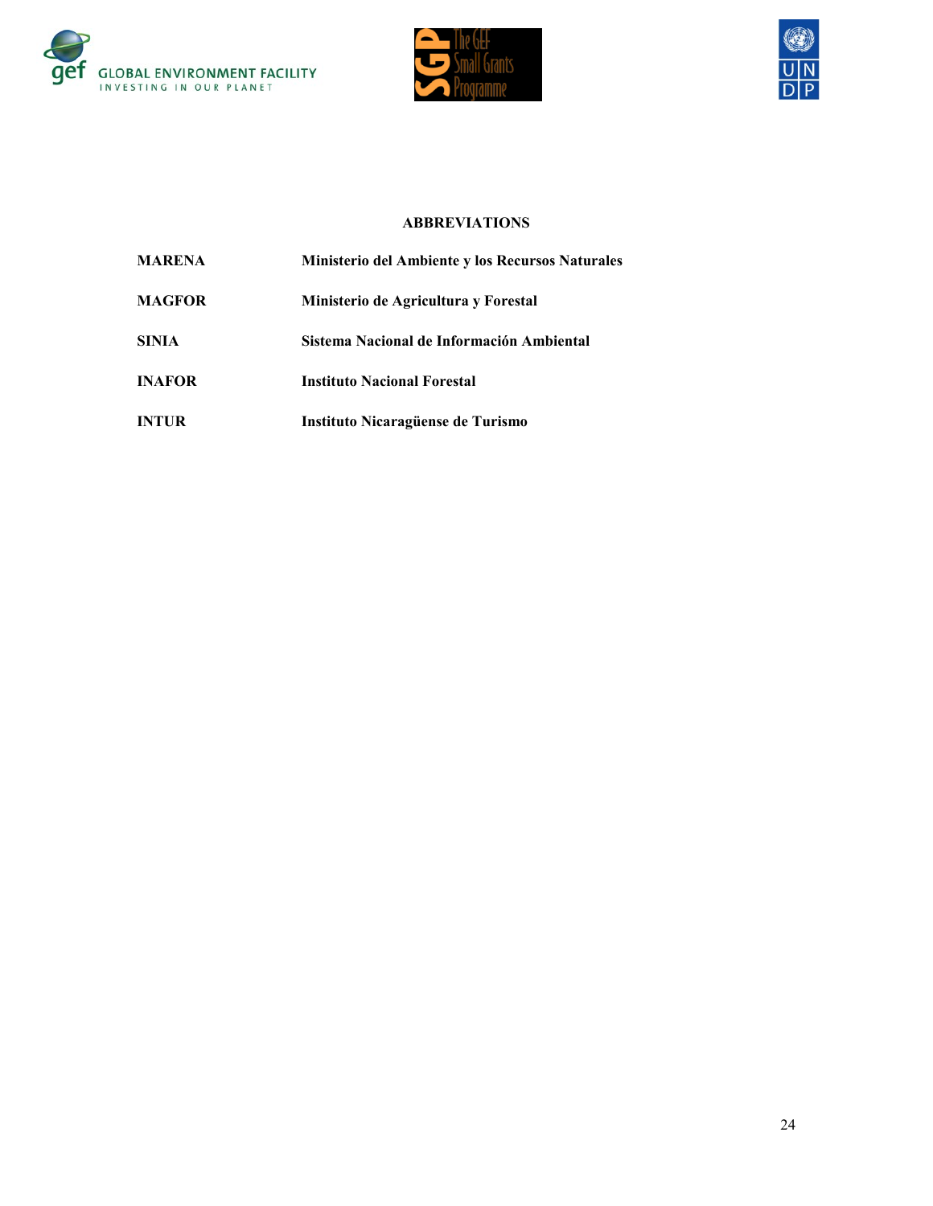## ABBREVIATIONS

| | |
|---|---|
| **MARENA** | **Ministerio del Ambiente y los Recursos Naturales** |
| **MAGFOR** | **Ministerio de Agricultura y Forestal** |
| **SINIA** | **Sistema Nacional de Información Ambiental** |
| **INAFOR** | **Instituto Nacional Forestal** |
| **INTUR** | **Instituto Nicaragüense de Turismo** |